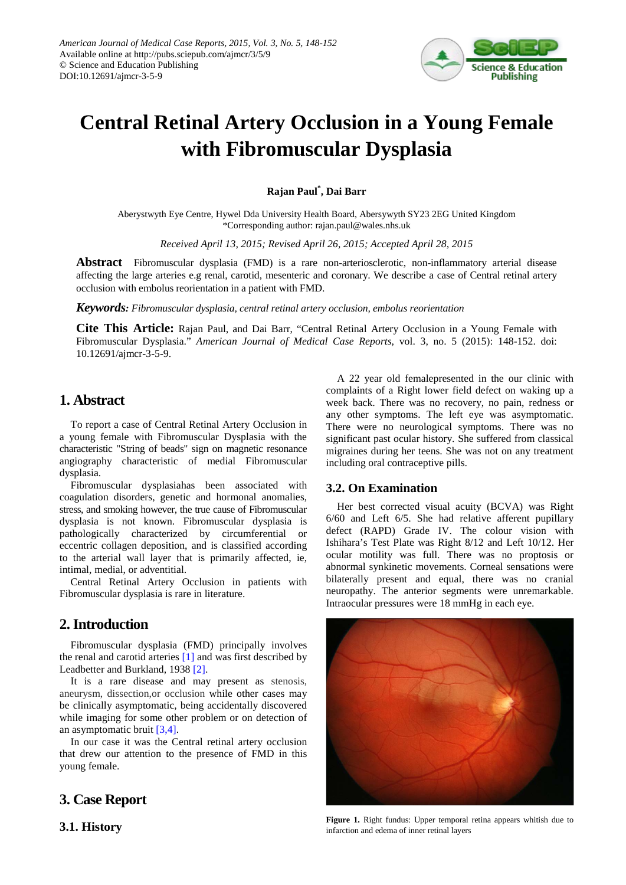American Journal of Medical Case Reports, 2015, Vol. 3, No. 5, 148-152
Available online at http://pubs.sciepub.com/ajmcr/3/5/9
© Science and Education Publishing
DOI:10.12691/ajmcr-3-5-9

# Central Retinal Artery Occlusion in a Young Female with Fibromuscular Dysplasia

**Rajan Paul*, Dai Barr**

Aberystwyth Eye Centre, Hywel Dda University Health Board, Abersywyth SY23 2EG United Kingdom
*Corresponding author: rajan.paul@wales.nhs.uk

*Received April 13, 2015; Revised April 26, 2015; Accepted April 28, 2015*

**Abstract** Fibromuscular dysplasia (FMD) is a rare non-arteriosclerotic, non-inflammatory arterial disease affecting the large arteries e.g renal, carotid, mesenteric and coronary. We describe a case of Central retinal artery occlusion with embolus reorientation in a patient with FMD.

***Keywords:*** *Fibromuscular dysplasia, central retinal artery occlusion, embolus reorientation*

**Cite This Article:** Rajan Paul, and Dai Barr, "Central Retinal Artery Occlusion in a Young Female with Fibromuscular Dysplasia." *American Journal of Medical Case Reports*, vol. 3, no. 5 (2015): 148-152. doi: 10.12691/ajmcr-3-5-9.

## 1. Abstract

To report a case of Central Retinal Artery Occlusion in a young female with Fibromuscular Dysplasia with the characteristic "String of beads" sign on magnetic resonance angiography characteristic of medial Fibromuscular dysplasia.

Fibromuscular dysplasiahas been associated with coagulation disorders, genetic and hormonal anomalies, stress, and smoking however, the true cause of Fibromuscular dysplasia is not known. Fibromuscular dysplasia is pathologically characterized by circumferential or eccentric collagen deposition, and is classified according to the arterial wall layer that is primarily affected, ie, intimal, medial, or adventitial.

Central Retinal Artery Occlusion in patients with Fibromuscular dysplasia is rare in literature.

## 2. Introduction

Fibromuscular dysplasia (FMD) principally involves the renal and carotid arteries [1] and was first described by Leadbetter and Burkland, 1938 [2].

It is a rare disease and may present as stenosis, aneurysm, dissection,or occlusion while other cases may be clinically asymptomatic, being accidentally discovered while imaging for some other problem or on detection of an asymptomatic bruit [3,4].

In our case it was the Central retinal artery occlusion that drew our attention to the presence of FMD in this young female.

## 3. Case Report

### 3.1. History

A 22 year old femalepresented in the our clinic with complaints of a Right lower field defect on waking up a week back. There was no recovery, no pain, redness or any other symptoms. The left eye was asymptomatic. There were no neurological symptoms. There was no significant past ocular history. She suffered from classical migraines during her teens. She was not on any treatment including oral contraceptive pills.

### 3.2. On Examination

Her best corrected visual acuity (BCVA) was Right 6/60 and Left 6/5. She had relative afferent pupillary defect (RAPD) Grade IV. The colour vision with Ishihara's Test Plate was Right 8/12 and Left 10/12. Her ocular motility was full. There was no proptosis or abnormal synkinetic movements. Corneal sensations were bilaterally present and equal, there was no cranial neuropathy. The anterior segments were unremarkable. Intraocular pressures were 18 mmHg in each eye.

**Figure 1.** Right fundus: Upper temporal retina appears whitish due to infarction and edema of inner retinal layers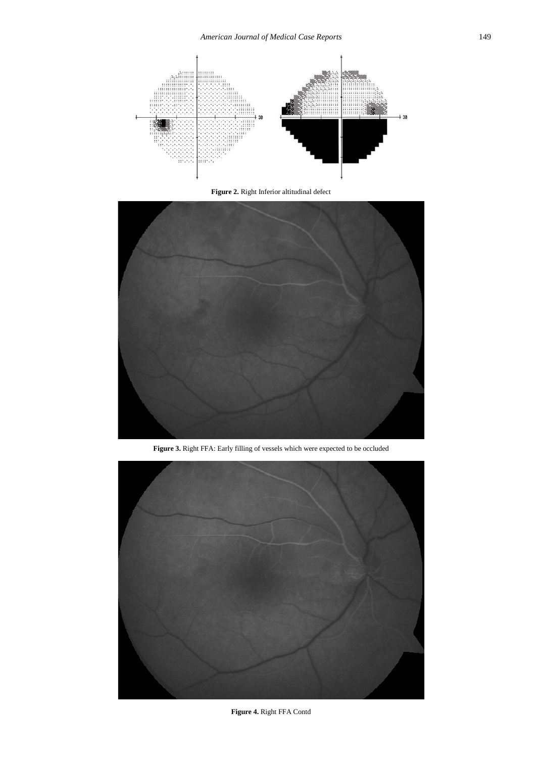**Figure 2.** Right Inferior altitudinal defect

**Figure 3.** Right FFA: Early filling of vessels which were expected to be occluded

**Figure 4.** Right FFA Contd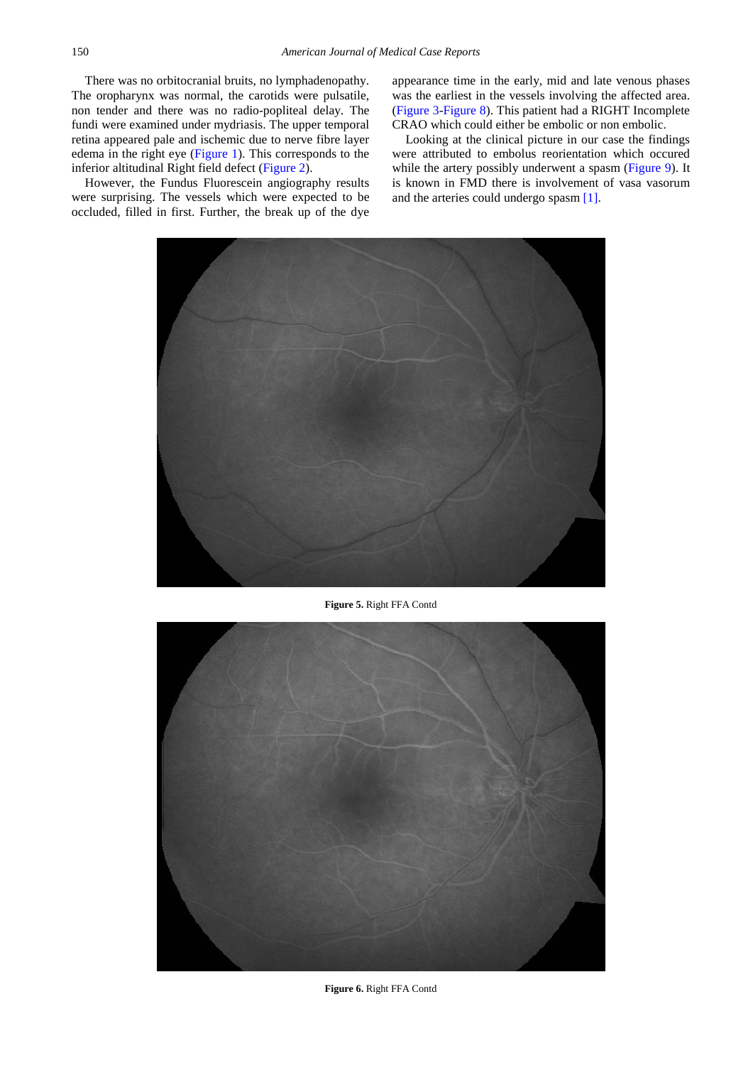There was no orbitocranial bruits, no lymphadenopathy. The oropharynx was normal, the carotids were pulsatile, non tender and there was no radio-popliteal delay. The fundi were examined under mydriasis. The upper temporal retina appeared pale and ischemic due to nerve fibre layer edema in the right eye (Figure 1). This corresponds to the inferior altitudinal Right field defect (Figure 2).

However, the Fundus Fluorescein angiography results were surprising. The vessels which were expected to be occluded, filled in first. Further, the break up of the dye appearance time in the early, mid and late venous phases was the earliest in the vessels involving the affected area. (Figure 3-Figure 8). This patient had a RIGHT Incomplete CRAO which could either be embolic or non embolic.

Looking at the clinical picture in our case the findings were attributed to embolus reorientation which occured while the artery possibly underwent a spasm (Figure 9). It is known in FMD there is involvement of vasa vasorum and the arteries could undergo spasm [1].

**Figure 5.** Right FFA Contd

**Figure 6.** Right FFA Contd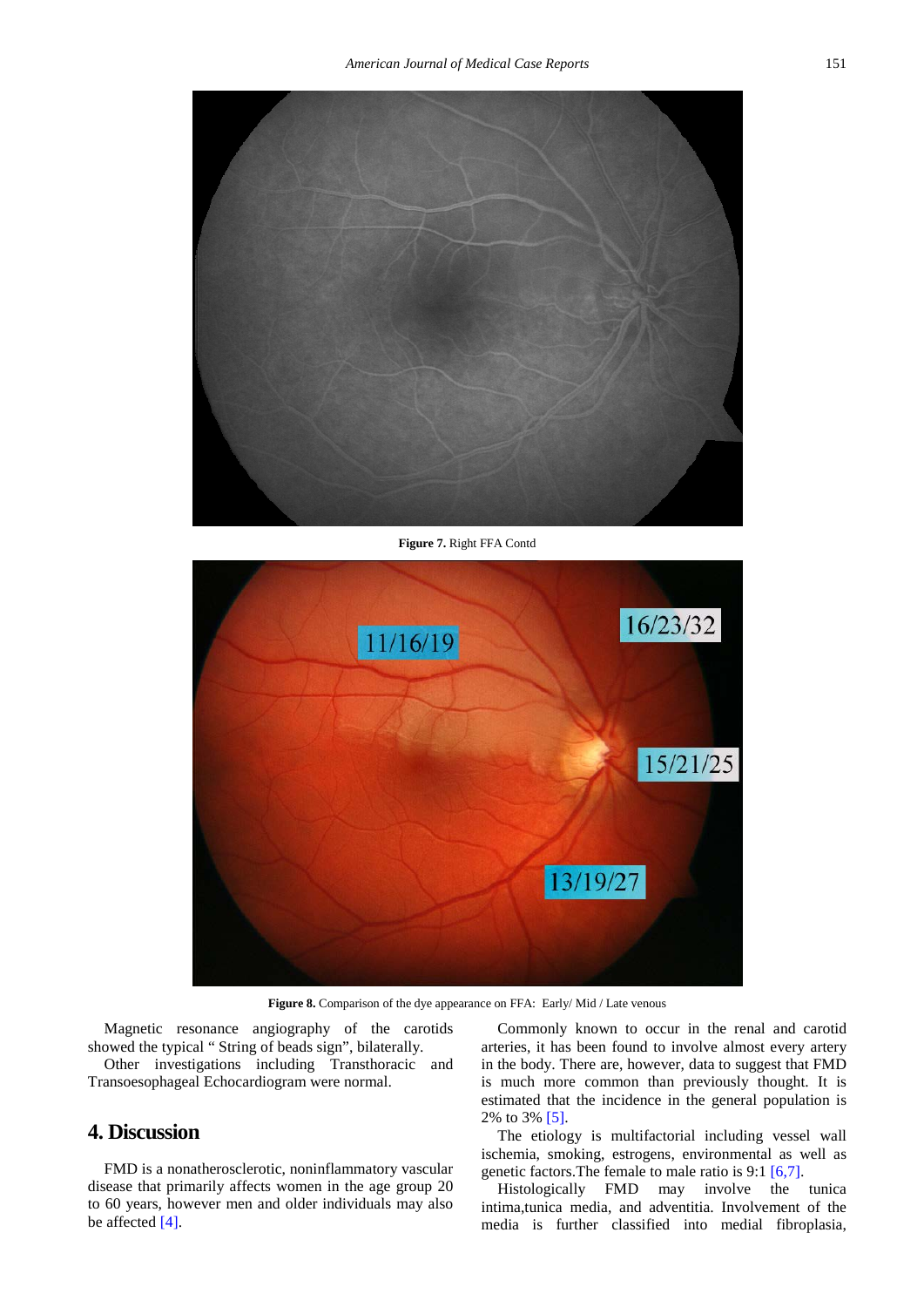Figure 7. Right FFA Contd

Figure 8. Comparison of the dye appearance on FFA: Early/ Mid / Late venous

Magnetic resonance angiography of the carotids showed the typical " String of beads sign", bilaterally.

Other investigations including Transthoracic and Transoesophageal Echocardiogram were normal.

## 4. Discussion

FMD is a nonatherosclerotic, noninflammatory vascular disease that primarily affects women in the age group 20 to 60 years, however men and older individuals may also be affected [4].

Commonly known to occur in the renal and carotid arteries, it has been found to involve almost every artery in the body. There are, however, data to suggest that FMD is much more common than previously thought. It is estimated that the incidence in the general population is 2% to 3% [5].

The etiology is multifactorial including vessel wall ischemia, smoking, estrogens, environmental as well as genetic factors.The female to male ratio is 9:1 [6,7].

Histologically FMD may involve the tunica intima,tunica media, and adventitia. Involvement of the media is further classified into medial fibroplasia,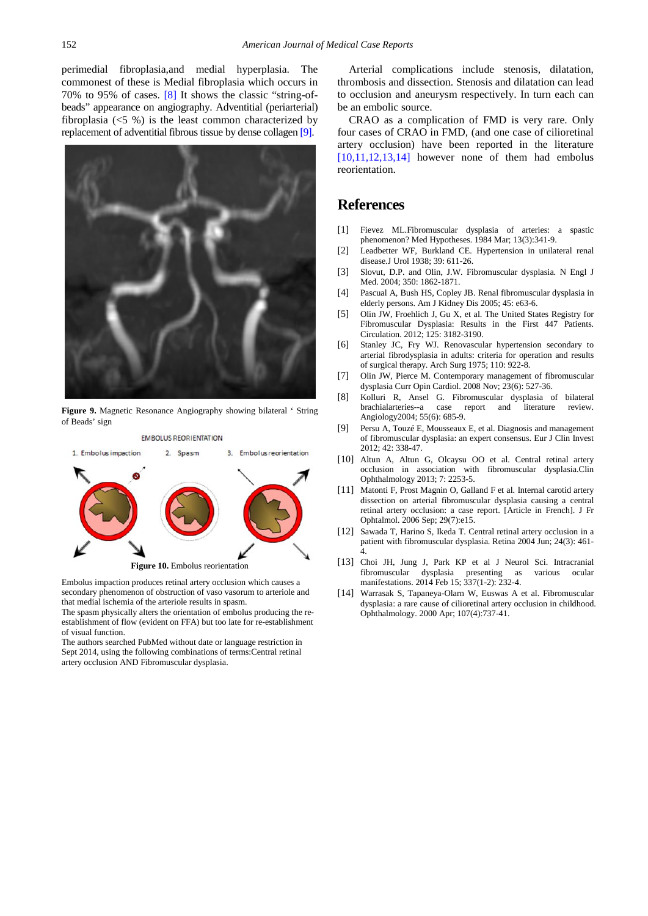perimedial fibroplasia,and medial hyperplasia. The commonest of these is Medial fibroplasia which occurs in 70% to 95% of cases. [8] It shows the classic "string-of-beads" appearance on angiography. Adventitial (periarterial) fibroplasia (<5 %) is the least common characterized by replacement of adventitial fibrous tissue by dense collagen [9].

**Figure 9.** Magnetic Resonance Angiography showing bilateral ' String of Beads' sign

EMBOLUS REORIENTATION

1. Embolus impaction
2. Spasm
3. Embolus reorientation

**Figure 10.** Embolus reorientation

Embolus impaction produces retinal artery occlusion which causes a secondary phenomenon of obstruction of vaso vasorum to arteriole and that medial ischemia of the arteriole results in spasm.

The spasm physically alters the orientation of embolus producing the re-establishment of flow (evident on FFA) but too late for re-establishment of visual function.

The authors searched PubMed without date or language restriction in Sept 2014, using the following combinations of terms:Central retinal artery occlusion AND Fibromuscular dysplasia.

Arterial complications include stenosis, dilatation, thrombosis and dissection. Stenosis and dilatation can lead to occlusion and aneurysm respectively. In turn each can be an embolic source.

CRAO as a complication of FMD is very rare. Only four cases of CRAO in FMD, (and one case of cilioretinal artery occlusion) have been reported in the literature [10,11,12,13,14] however none of them had embolus reorientation.

## References

[1] Fievez ML.Fibromuscular dysplasia of arteries: a spastic phenomenon? Med Hypotheses. 1984 Mar; 13(3):341-9.

[2] Leadbetter WF, Burkland CE. Hypertension in unilateral renal disease.J Urol 1938; 39: 611-26.

[3] Slovut, D.P. and Olin, J.W. Fibromuscular dysplasia. N Engl J Med. 2004; 350: 1862-1871.

[4] Pascual A, Bush HS, Copley JB. Renal fibromuscular dysplasia in elderly persons. Am J Kidney Dis 2005; 45: e63-6.

[5] Olin JW, Froehlich J, Gu X, et al. The United States Registry for Fibromuscular Dysplasia: Results in the First 447 Patients. Circulation. 2012; 125: 3182-3190.

[6] Stanley JC, Fry WJ. Renovascular hypertension secondary to arterial fibrodysplasia in adults: criteria for operation and results of surgical therapy. Arch Surg 1975; 110: 922-8.

[7] Olin JW, Pierce M. Contemporary management of fibromuscular dysplasia Curr Opin Cardiol. 2008 Nov; 23(6): 527-36.

[8] Kolluri R, Ansel G. Fibromuscular dysplasia of bilateral brachialarteries--a case report and literature review. Angiology2004; 55(6): 685-9.

[9] Persu A, Touzé E, Mousseaux E, et al. Diagnosis and management of fibromuscular dysplasia: an expert consensus. Eur J Clin Invest 2012; 42: 338-47.

[10] Altun A, Altun G, Olcaysu OO et al. Central retinal artery occlusion in association with fibromuscular dysplasia.Clin Ophthalmology 2013; 7: 2253-5.

[11] Matonti F, Prost Magnin O, Galland F et al. Internal carotid artery dissection on arterial fibromuscular dysplasia causing a central retinal artery occlusion: a case report. [Article in French]. J Fr Ophtalmol. 2006 Sep; 29(7):e15.

[12] Sawada T, Harino S, Ikeda T. Central retinal artery occlusion in a patient with fibromuscular dysplasia. Retina 2004 Jun; 24(3): 461-4.

[13] Choi JH, Jung J, Park KP et al J Neurol Sci. Intracranial fibromuscular dysplasia presenting as various ocular manifestations. 2014 Feb 15; 337(1-2): 232-4.

[14] Warrasak S, Tapaneya-Olarn W, Euswas A et al. Fibromuscular dysplasia: a rare cause of cilioretinal artery occlusion in childhood. Ophthalmology. 2000 Apr; 107(4):737-41.